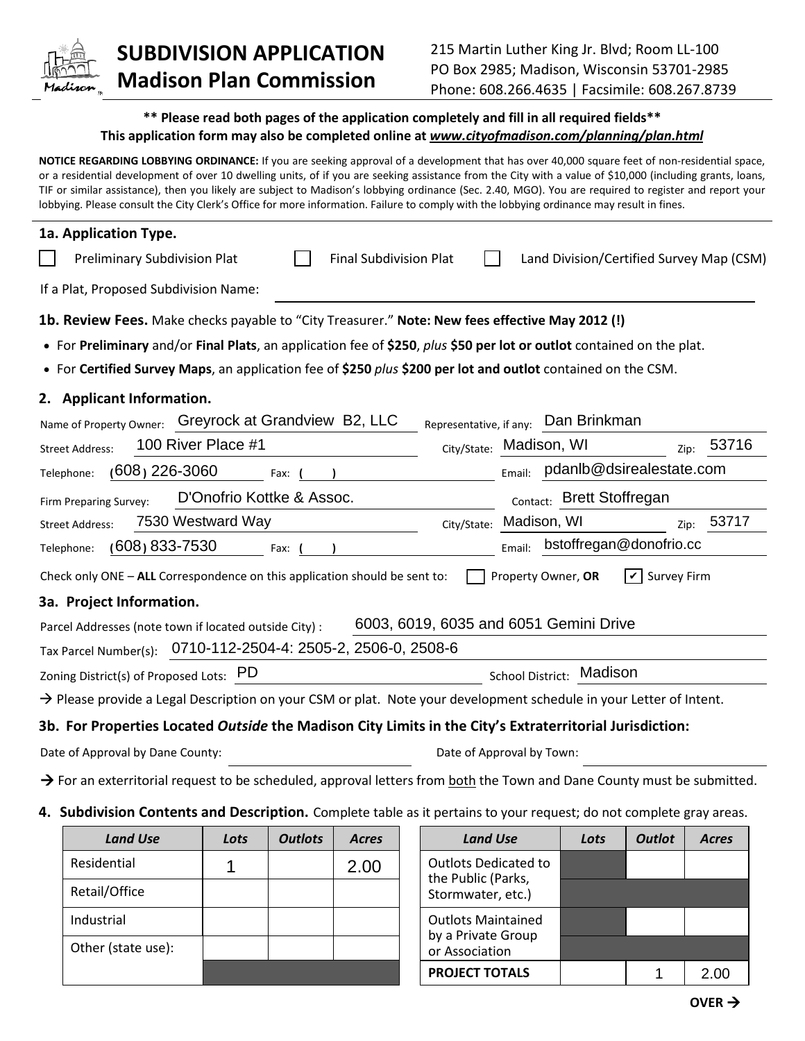# SUBDIVISION APPLICATION
## Madison Plan Commission

215 Martin Luther King Jr. Blvd; Room LL-100
PO Box 2985; Madison, Wisconsin 53701-2985
Phone: 608.266.4635 | Facsimile: 608.267.8739

**\*\* Please read both pages of the application completely and fill in all required fields\*\***
**This application form may also be completed online at *www.cityofmadison.com/planning/plan.html***

**NOTICE REGARDING LOBBYING ORDINANCE:** If you are seeking approval of a development that has over 40,000 square feet of non-residential space, or a residential development of over 10 dwelling units, of if you are seeking assistance from the City with a value of $10,000 (including grants, loans, TIF or similar assistance), then you likely are subject to Madison's lobbying ordinance (Sec. 2.40, MGO). You are required to register and report your lobbying. Please consult the City Clerk's Office for more information. Failure to comply with the lobbying ordinance may result in fines.

### 1a. Application Type.

☐ Preliminary Subdivision Plat ☐ Final Subdivision Plat ☐ Land Division/Certified Survey Map (CSM)

If a Plat, Proposed Subdivision Name:

**1b. Review Fees.** Make checks payable to "City Treasurer." **Note: New fees effective May 2012 (!)**

- For **Preliminary** and/or **Final Plats**, an application fee of **$250**, *plus* **$50 per lot or outlot** contained on the plat.
- For **Certified Survey Maps**, an application fee of **$250** *plus* **$200 per lot and outlot** contained on the CSM.

### 2. Applicant Information.

Name of Property Owner: Greyrock at Grandview B2, LLC Representative, if any: Dan Brinkman

Street Address: 100 River Place #1 City/State: Madison, WI Zip: 53716

Telephone: (608) 226-3060 Fax: ( ) Email: pdanlb@dsirealestate.com

Firm Preparing Survey: D'Onofrio Kottke & Assoc. Contact: Brett Stoffregan

Street Address: 7530 Westward Way City/State: Madison, WI Zip: 53717

Telephone: (608) 833-7530 Fax: ( ) Email: bstoffregan@donofrio.cc

Check only ONE – **ALL** Correspondence on this application should be sent to: ☐ Property Owner, **OR** ☑ Survey Firm

### 3a. Project Information.

Parcel Addresses (note town if located outside City) : 6003, 6019, 6035 and 6051 Gemini Drive

Tax Parcel Number(s): 0710-112-2504-4: 2505-2, 2506-0, 2508-6

Zoning District(s) of Proposed Lots: PD School District: Madison

→ Please provide a Legal Description on your CSM or plat. Note your development schedule in your Letter of Intent.

### 3b. For Properties Located *Outside* the Madison City Limits in the City's Extraterritorial Jurisdiction:

Date of Approval by Dane County: Date of Approval by Town:

→ For an exterritorial request to be scheduled, approval letters from both the Town and Dane County must be submitted.

### 4. Subdivision Contents and Description.
Complete table as it pertains to your request; do not complete gray areas.

| *Land Use* | *Lots* | *Outlots* | *Acres* |
|---|---|---|---|
| Residential | 1 | | 2.00 |
| Retail/Office | | | |
| Industrial | | | |
| Other (state use): | | | |

| *Land Use* | *Lots* | *Outlot* | *Acres* |
|---|---|---|---|
| Outlots Dedicated to the Public (Parks, Stormwater, etc.) | | | |
| Outlots Maintained by a Private Group or Association | | | |
| **PROJECT TOTALS** | | 1 | 2.00 |

**OVER →**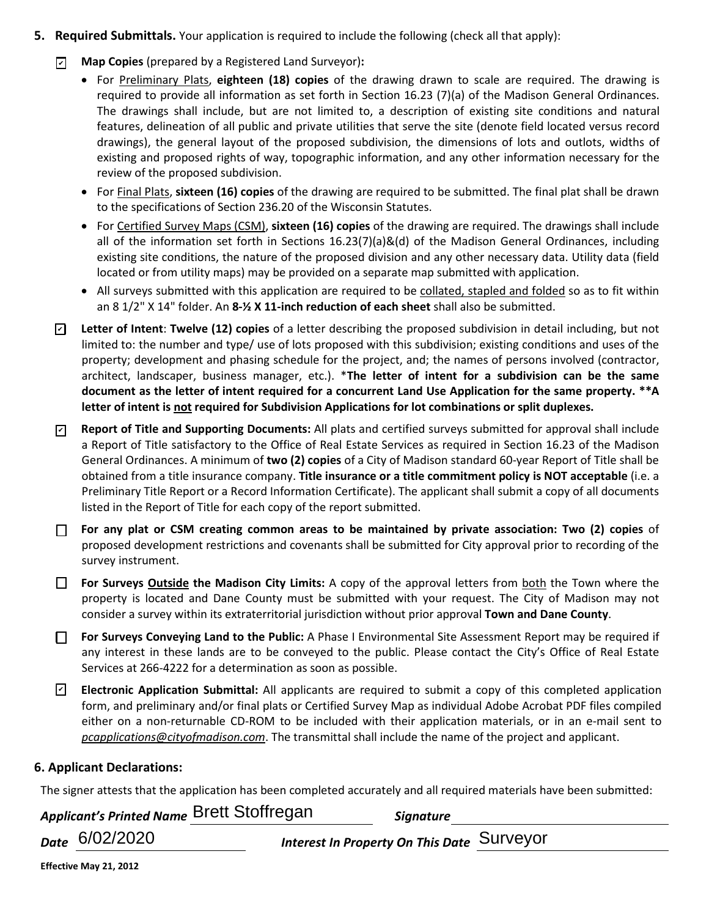**5. Required Submittals.** Your application is required to include the following (check all that apply):

- [x] **Map Copies** (prepared by a Registered Land Surveyor)**:**
  - For Preliminary Plats, **eighteen (18) copies** of the drawing drawn to scale are required. The drawing is required to provide all information as set forth in Section 16.23 (7)(a) of the Madison General Ordinances. The drawings shall include, but are not limited to, a description of existing site conditions and natural features, delineation of all public and private utilities that serve the site (denote field located versus record drawings), the general layout of the proposed subdivision, the dimensions of lots and outlots, widths of existing and proposed rights of way, topographic information, and any other information necessary for the review of the proposed subdivision.
  - For Final Plats, **sixteen (16) copies** of the drawing are required to be submitted. The final plat shall be drawn to the specifications of Section 236.20 of the Wisconsin Statutes.
  - For Certified Survey Maps (CSM), **sixteen (16) copies** of the drawing are required. The drawings shall include all of the information set forth in Sections 16.23(7)(a)&(d) of the Madison General Ordinances, including existing site conditions, the nature of the proposed division and any other necessary data. Utility data (field located or from utility maps) may be provided on a separate map submitted with application.
  - All surveys submitted with this application are required to be collated, stapled and folded so as to fit within an 8 1/2" X 14" folder. An **8-½ X 11-inch reduction of each sheet** shall also be submitted.
- [x] **Letter of Intent**: **Twelve (12) copies** of a letter describing the proposed subdivision in detail including, but not limited to: the number and type/ use of lots proposed with this subdivision; existing conditions and uses of the property; development and phasing schedule for the project, and; the names of persons involved (contractor, architect, landscaper, business manager, etc.). ***The letter of intent for a subdivision can be the same document as the letter of intent required for a concurrent Land Use Application for the same property. **A letter of intent is not required for Subdivision Applications for lot combinations or split duplexes.**
- [x] **Report of Title and Supporting Documents:** All plats and certified surveys submitted for approval shall include a Report of Title satisfactory to the Office of Real Estate Services as required in Section 16.23 of the Madison General Ordinances. A minimum of **two (2) copies** of a City of Madison standard 60-year Report of Title shall be obtained from a title insurance company. **Title insurance or a title commitment policy is NOT acceptable** (i.e. a Preliminary Title Report or a Record Information Certificate). The applicant shall submit a copy of all documents listed in the Report of Title for each copy of the report submitted.
- [ ] **For any plat or CSM creating common areas to be maintained by private association: Two (2) copies** of proposed development restrictions and covenants shall be submitted for City approval prior to recording of the survey instrument.
- [ ] **For Surveys Outside the Madison City Limits:** A copy of the approval letters from both the Town where the property is located and Dane County must be submitted with your request. The City of Madison may not consider a survey within its extraterritorial jurisdiction without prior approval **Town and Dane County**.
- [ ] **For Surveys Conveying Land to the Public:** A Phase I Environmental Site Assessment Report may be required if any interest in these lands are to be conveyed to the public. Please contact the City's Office of Real Estate Services at 266-4222 for a determination as soon as possible.
- [x] **Electronic Application Submittal:** All applicants are required to submit a copy of this completed application form, and preliminary and/or final plats or Certified Survey Map as individual Adobe Acrobat PDF files compiled either on a non-returnable CD-ROM to be included with their application materials, or in an e-mail sent to *pcapplications@cityofmadison.com*. The transmittal shall include the name of the project and applicant.

**6. Applicant Declarations:**

The signer attests that the application has been completed accurately and all required materials have been submitted:

***Applicant's Printed Name*** Brett Stoffregan ***Signature*** ____________________

***Date*** 6/02/2020 ***Interest In Property On This Date*** Surveyor

**Effective May 21, 2012**